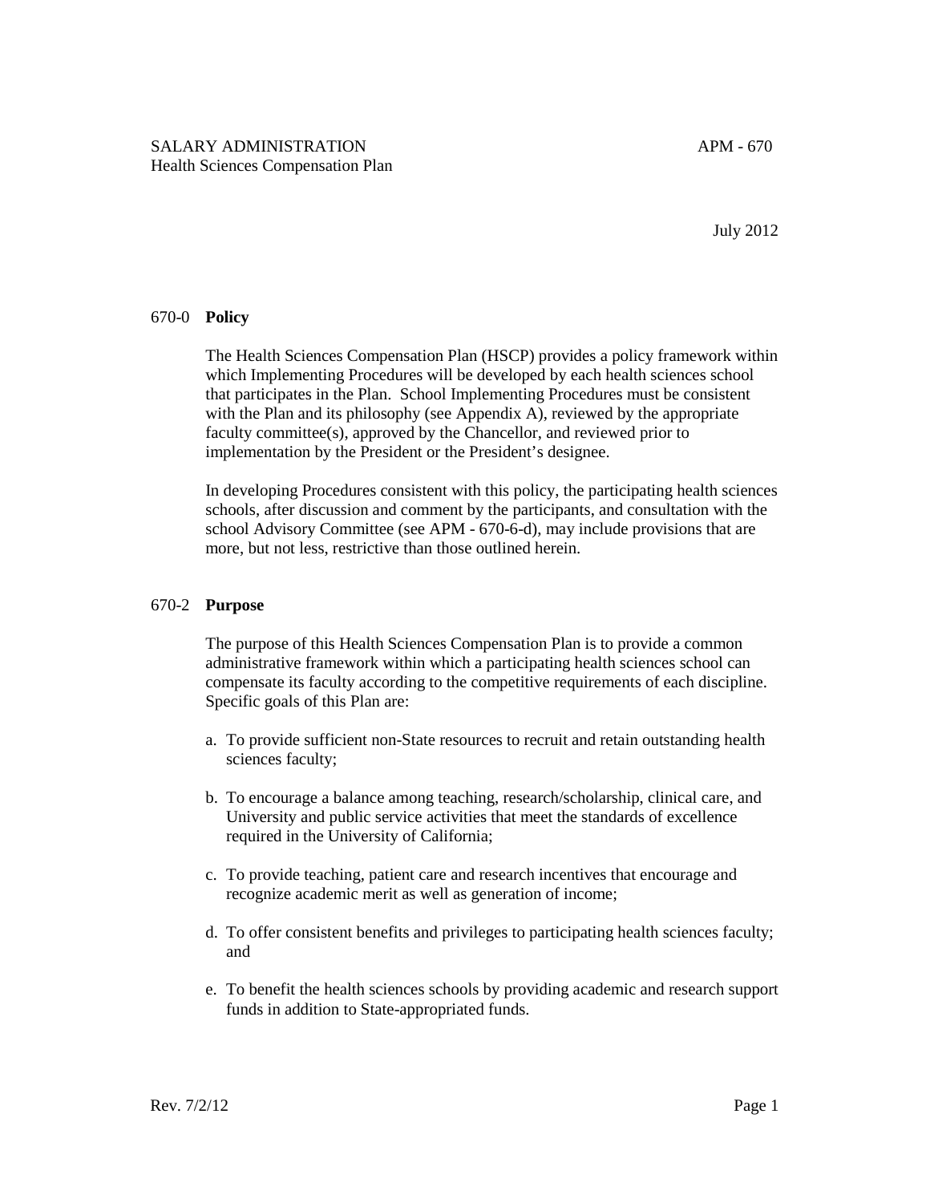SALARY ADMINISTRATION APM - 670
Health Sciences Compensation Plan

July 2012

## 670-0 **Policy**

The Health Sciences Compensation Plan (HSCP) provides a policy framework within which Implementing Procedures will be developed by each health sciences school that participates in the Plan. School Implementing Procedures must be consistent with the Plan and its philosophy (see Appendix A), reviewed by the appropriate faculty committee(s), approved by the Chancellor, and reviewed prior to implementation by the President or the President's designee.

In developing Procedures consistent with this policy, the participating health sciences schools, after discussion and comment by the participants, and consultation with the school Advisory Committee (see APM - 670-6-d), may include provisions that are more, but not less, restrictive than those outlined herein.

## 670-2 **Purpose**

The purpose of this Health Sciences Compensation Plan is to provide a common administrative framework within which a participating health sciences school can compensate its faculty according to the competitive requirements of each discipline. Specific goals of this Plan are:

a. To provide sufficient non-State resources to recruit and retain outstanding health sciences faculty;

b. To encourage a balance among teaching, research/scholarship, clinical care, and University and public service activities that meet the standards of excellence required in the University of California;

c. To provide teaching, patient care and research incentives that encourage and recognize academic merit as well as generation of income;

d. To offer consistent benefits and privileges to participating health sciences faculty; and

e. To benefit the health sciences schools by providing academic and research support funds in addition to State-appropriated funds.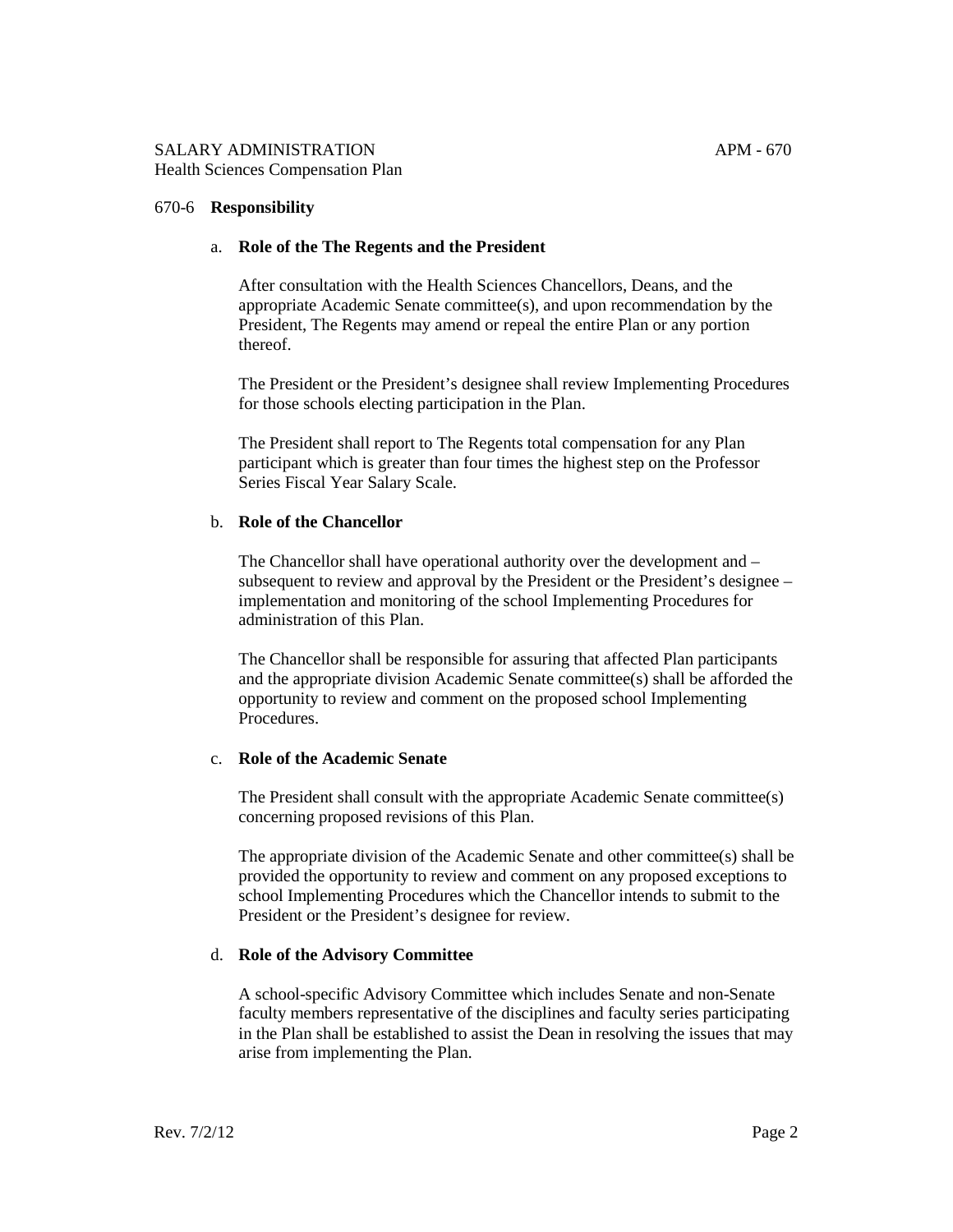## 670-6 **Responsibility**

### a. **Role of the The Regents and the President**

After consultation with the Health Sciences Chancellors, Deans, and the appropriate Academic Senate committee(s), and upon recommendation by the President, The Regents may amend or repeal the entire Plan or any portion thereof.

The President or the President's designee shall review Implementing Procedures for those schools electing participation in the Plan.

The President shall report to The Regents total compensation for any Plan participant which is greater than four times the highest step on the Professor Series Fiscal Year Salary Scale.

### b. **Role of the Chancellor**

The Chancellor shall have operational authority over the development and – subsequent to review and approval by the President or the President's designee – implementation and monitoring of the school Implementing Procedures for administration of this Plan.

The Chancellor shall be responsible for assuring that affected Plan participants and the appropriate division Academic Senate committee(s) shall be afforded the opportunity to review and comment on the proposed school Implementing Procedures.

### c. **Role of the Academic Senate**

The President shall consult with the appropriate Academic Senate committee(s) concerning proposed revisions of this Plan.

The appropriate division of the Academic Senate and other committee(s) shall be provided the opportunity to review and comment on any proposed exceptions to school Implementing Procedures which the Chancellor intends to submit to the President or the President's designee for review.

### d. **Role of the Advisory Committee**

A school-specific Advisory Committee which includes Senate and non-Senate faculty members representative of the disciplines and faculty series participating in the Plan shall be established to assist the Dean in resolving the issues that may arise from implementing the Plan.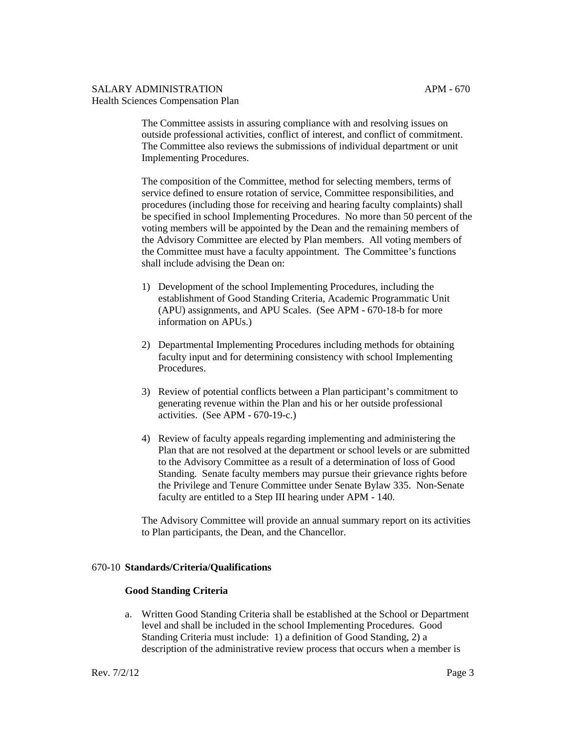The Committee assists in assuring compliance with and resolving issues on outside professional activities, conflict of interest, and conflict of commitment. The Committee also reviews the submissions of individual department or unit Implementing Procedures.

The composition of the Committee, method for selecting members, terms of service defined to ensure rotation of service, Committee responsibilities, and procedures (including those for receiving and hearing faculty complaints) shall be specified in school Implementing Procedures. No more than 50 percent of the voting members will be appointed by the Dean and the remaining members of the Advisory Committee are elected by Plan members. All voting members of the Committee must have a faculty appointment. The Committee's functions shall include advising the Dean on:

1) Development of the school Implementing Procedures, including the establishment of Good Standing Criteria, Academic Programmatic Unit (APU) assignments, and APU Scales. (See APM - 670-18-b for more information on APUs.)

2) Departmental Implementing Procedures including methods for obtaining faculty input and for determining consistency with school Implementing Procedures.

3) Review of potential conflicts between a Plan participant's commitment to generating revenue within the Plan and his or her outside professional activities. (See APM - 670-19-c.)

4) Review of faculty appeals regarding implementing and administering the Plan that are not resolved at the department or school levels or are submitted to the Advisory Committee as a result of a determination of loss of Good Standing. Senate faculty members may pursue their grievance rights before the Privilege and Tenure Committee under Senate Bylaw 335. Non-Senate faculty are entitled to a Step III hearing under APM - 140.

The Advisory Committee will provide an annual summary report on its activities to Plan participants, the Dean, and the Chancellor.

## 670-10 **Standards/Criteria/Qualifications**

### **Good Standing Criteria**

a. Written Good Standing Criteria shall be established at the School or Department level and shall be included in the school Implementing Procedures. Good Standing Criteria must include: 1) a definition of Good Standing, 2) a description of the administrative review process that occurs when a member is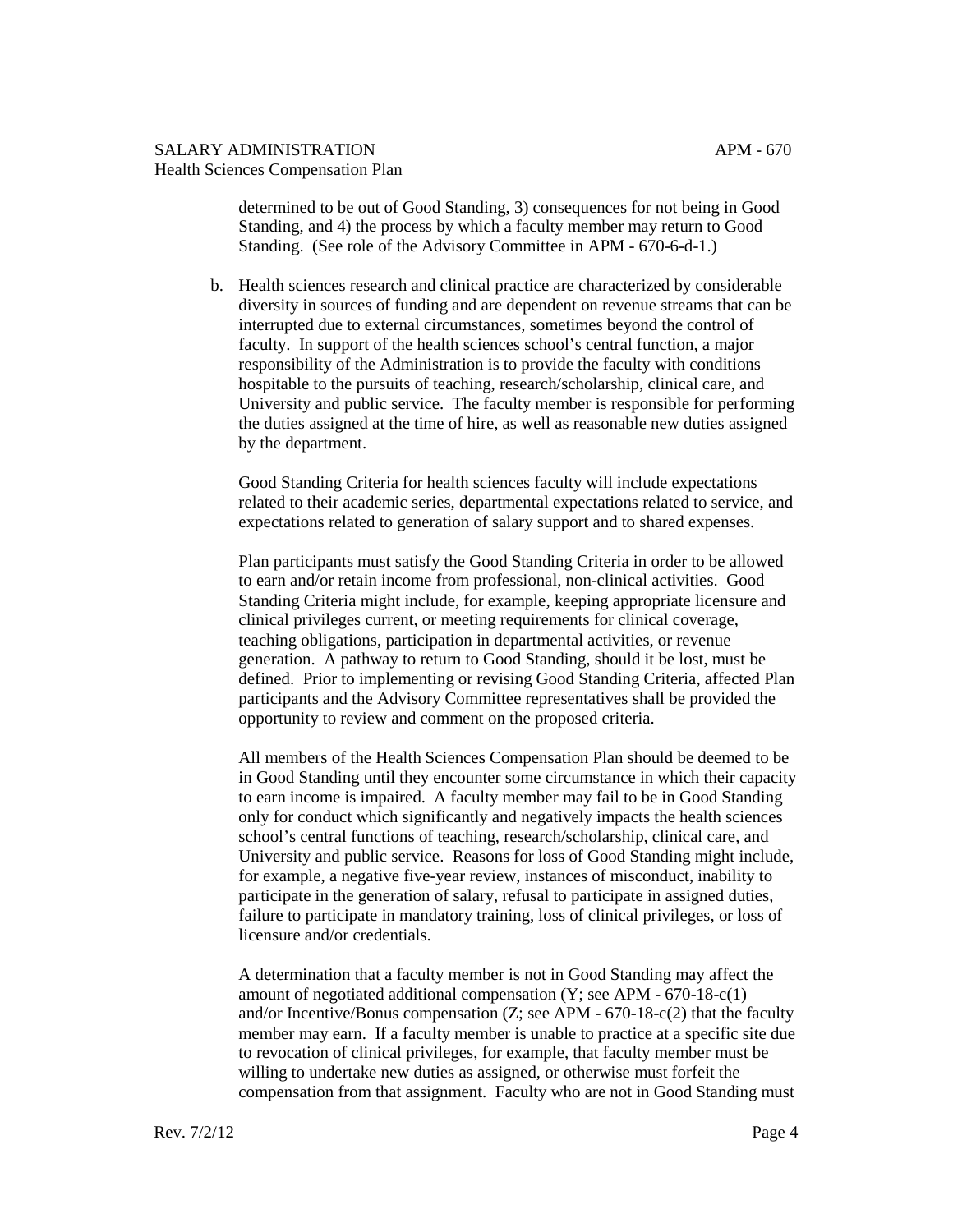determined to be out of Good Standing, 3) consequences for not being in Good Standing, and 4) the process by which a faculty member may return to Good Standing. (See role of the Advisory Committee in APM - 670-6-d-1.)

b. Health sciences research and clinical practice are characterized by considerable diversity in sources of funding and are dependent on revenue streams that can be interrupted due to external circumstances, sometimes beyond the control of faculty. In support of the health sciences school's central function, a major responsibility of the Administration is to provide the faculty with conditions hospitable to the pursuits of teaching, research/scholarship, clinical care, and University and public service. The faculty member is responsible for performing the duties assigned at the time of hire, as well as reasonable new duties assigned by the department.

   Good Standing Criteria for health sciences faculty will include expectations related to their academic series, departmental expectations related to service, and expectations related to generation of salary support and to shared expenses.

   Plan participants must satisfy the Good Standing Criteria in order to be allowed to earn and/or retain income from professional, non-clinical activities. Good Standing Criteria might include, for example, keeping appropriate licensure and clinical privileges current, or meeting requirements for clinical coverage, teaching obligations, participation in departmental activities, or revenue generation. A pathway to return to Good Standing, should it be lost, must be defined. Prior to implementing or revising Good Standing Criteria, affected Plan participants and the Advisory Committee representatives shall be provided the opportunity to review and comment on the proposed criteria.

   All members of the Health Sciences Compensation Plan should be deemed to be in Good Standing until they encounter some circumstance in which their capacity to earn income is impaired. A faculty member may fail to be in Good Standing only for conduct which significantly and negatively impacts the health sciences school's central functions of teaching, research/scholarship, clinical care, and University and public service. Reasons for loss of Good Standing might include, for example, a negative five-year review, instances of misconduct, inability to participate in the generation of salary, refusal to participate in assigned duties, failure to participate in mandatory training, loss of clinical privileges, or loss of licensure and/or credentials.

   A determination that a faculty member is not in Good Standing may affect the amount of negotiated additional compensation (Y; see APM - 670-18-c(1) and/or Incentive/Bonus compensation (Z; see APM - 670-18-c(2) that the faculty member may earn. If a faculty member is unable to practice at a specific site due to revocation of clinical privileges, for example, that faculty member must be willing to undertake new duties as assigned, or otherwise must forfeit the compensation from that assignment. Faculty who are not in Good Standing must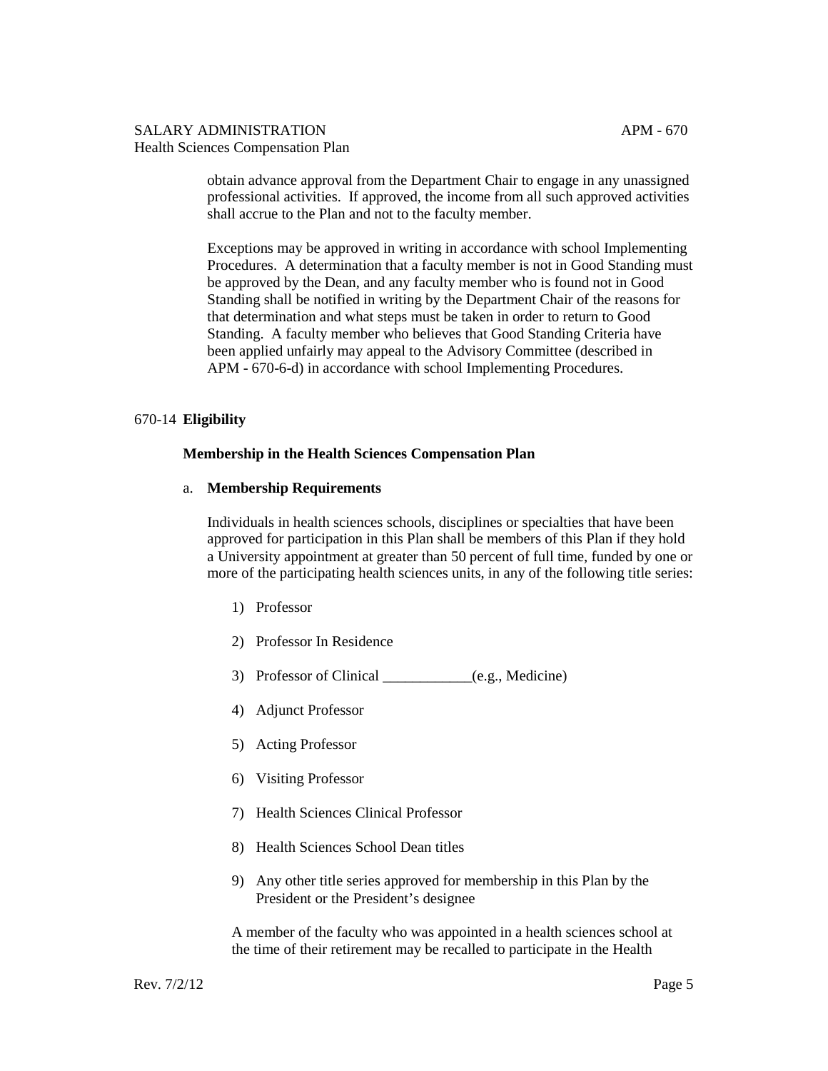obtain advance approval from the Department Chair to engage in any unassigned professional activities. If approved, the income from all such approved activities shall accrue to the Plan and not to the faculty member.

Exceptions may be approved in writing in accordance with school Implementing Procedures. A determination that a faculty member is not in Good Standing must be approved by the Dean, and any faculty member who is found not in Good Standing shall be notified in writing by the Department Chair of the reasons for that determination and what steps must be taken in order to return to Good Standing. A faculty member who believes that Good Standing Criteria have been applied unfairly may appeal to the Advisory Committee (described in APM - 670-6-d) in accordance with school Implementing Procedures.

## 670-14 **Eligibility**

### **Membership in the Health Sciences Compensation Plan**

a. **Membership Requirements**

Individuals in health sciences schools, disciplines or specialties that have been approved for participation in this Plan shall be members of this Plan if they hold a University appointment at greater than 50 percent of full time, funded by one or more of the participating health sciences units, in any of the following title series:

1) Professor

2) Professor In Residence

3) Professor of Clinical ____________(e.g., Medicine)

4) Adjunct Professor

5) Acting Professor

6) Visiting Professor

7) Health Sciences Clinical Professor

8) Health Sciences School Dean titles

9) Any other title series approved for membership in this Plan by the President or the President's designee

A member of the faculty who was appointed in a health sciences school at the time of their retirement may be recalled to participate in the Health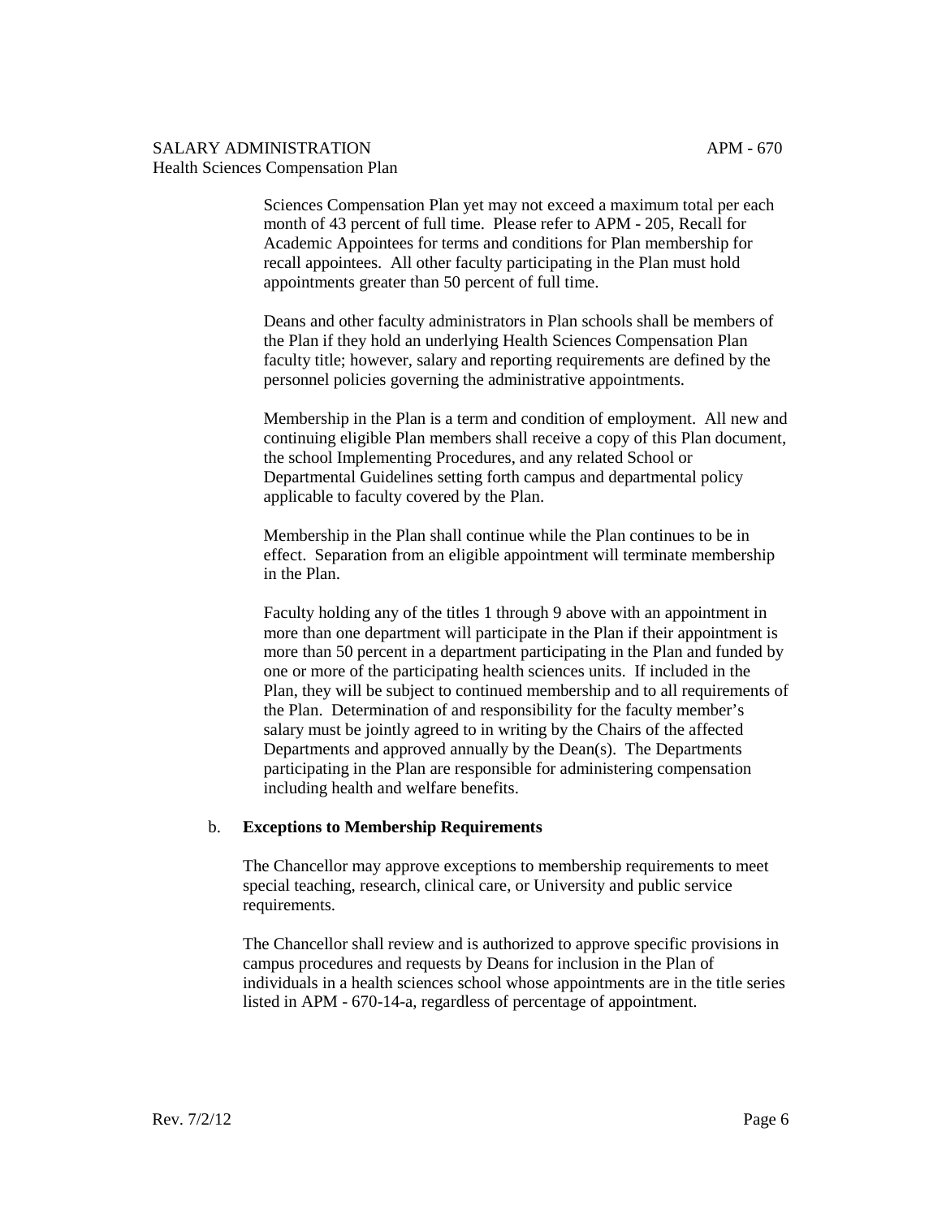Sciences Compensation Plan yet may not exceed a maximum total per each month of 43 percent of full time. Please refer to APM - 205, Recall for Academic Appointees for terms and conditions for Plan membership for recall appointees. All other faculty participating in the Plan must hold appointments greater than 50 percent of full time.

Deans and other faculty administrators in Plan schools shall be members of the Plan if they hold an underlying Health Sciences Compensation Plan faculty title; however, salary and reporting requirements are defined by the personnel policies governing the administrative appointments.

Membership in the Plan is a term and condition of employment. All new and continuing eligible Plan members shall receive a copy of this Plan document, the school Implementing Procedures, and any related School or Departmental Guidelines setting forth campus and departmental policy applicable to faculty covered by the Plan.

Membership in the Plan shall continue while the Plan continues to be in effect. Separation from an eligible appointment will terminate membership in the Plan.

Faculty holding any of the titles 1 through 9 above with an appointment in more than one department will participate in the Plan if their appointment is more than 50 percent in a department participating in the Plan and funded by one or more of the participating health sciences units. If included in the Plan, they will be subject to continued membership and to all requirements of the Plan. Determination of and responsibility for the faculty member's salary must be jointly agreed to in writing by the Chairs of the affected Departments and approved annually by the Dean(s). The Departments participating in the Plan are responsible for administering compensation including health and welfare benefits.

b. **Exceptions to Membership Requirements**

The Chancellor may approve exceptions to membership requirements to meet special teaching, research, clinical care, or University and public service requirements.

The Chancellor shall review and is authorized to approve specific provisions in campus procedures and requests by Deans for inclusion in the Plan of individuals in a health sciences school whose appointments are in the title series listed in APM - 670-14-a, regardless of percentage of appointment.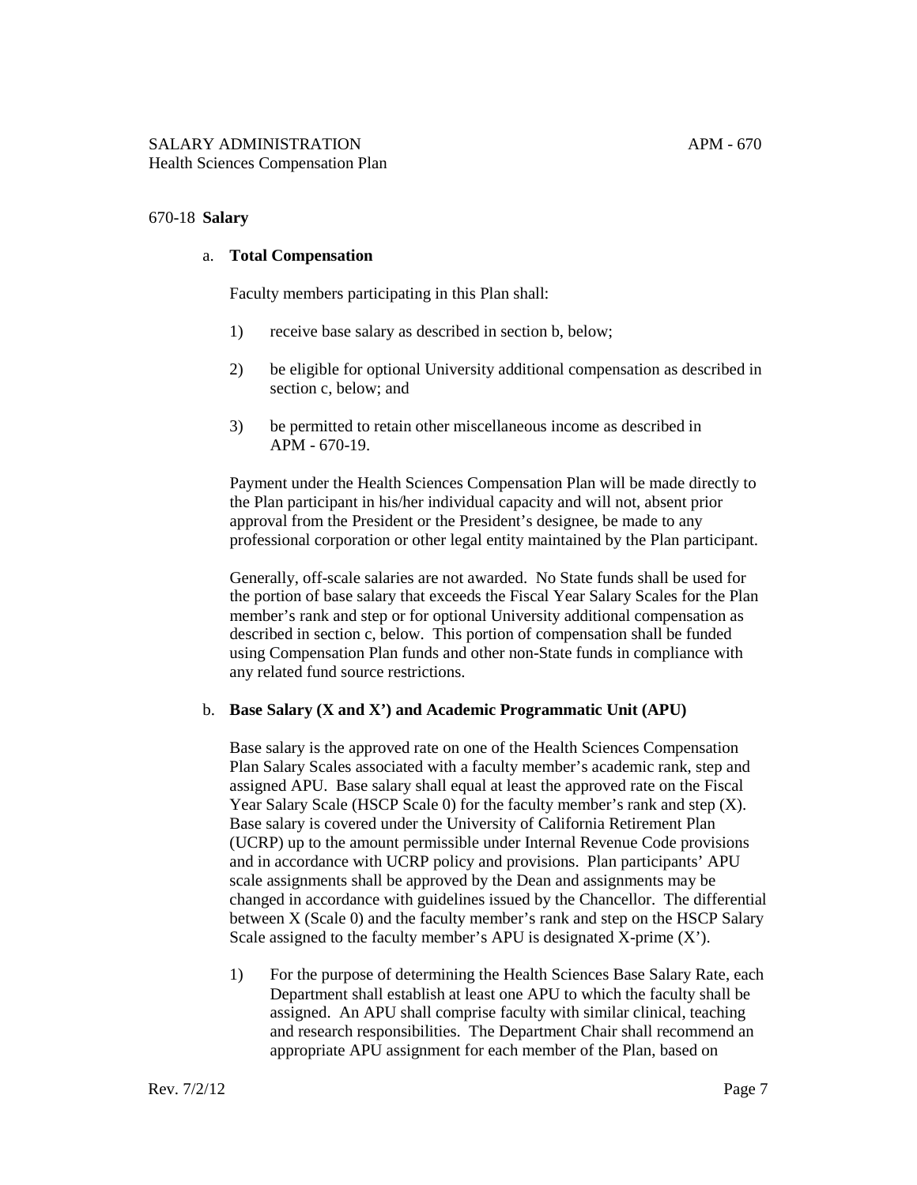## 670-18 **Salary**

a. **Total Compensation**

Faculty members participating in this Plan shall:

1) receive base salary as described in section b, below;

2) be eligible for optional University additional compensation as described in section c, below; and

3) be permitted to retain other miscellaneous income as described in APM - 670-19.

Payment under the Health Sciences Compensation Plan will be made directly to the Plan participant in his/her individual capacity and will not, absent prior approval from the President or the President's designee, be made to any professional corporation or other legal entity maintained by the Plan participant.

Generally, off-scale salaries are not awarded. No State funds shall be used for the portion of base salary that exceeds the Fiscal Year Salary Scales for the Plan member's rank and step or for optional University additional compensation as described in section c, below. This portion of compensation shall be funded using Compensation Plan funds and other non-State funds in compliance with any related fund source restrictions.

b. **Base Salary (X and X') and Academic Programmatic Unit (APU)**

Base salary is the approved rate on one of the Health Sciences Compensation Plan Salary Scales associated with a faculty member's academic rank, step and assigned APU. Base salary shall equal at least the approved rate on the Fiscal Year Salary Scale (HSCP Scale 0) for the faculty member's rank and step (X). Base salary is covered under the University of California Retirement Plan (UCRP) up to the amount permissible under Internal Revenue Code provisions and in accordance with UCRP policy and provisions. Plan participants' APU scale assignments shall be approved by the Dean and assignments may be changed in accordance with guidelines issued by the Chancellor. The differential between X (Scale 0) and the faculty member's rank and step on the HSCP Salary Scale assigned to the faculty member's APU is designated X-prime (X').

1) For the purpose of determining the Health Sciences Base Salary Rate, each Department shall establish at least one APU to which the faculty shall be assigned. An APU shall comprise faculty with similar clinical, teaching and research responsibilities. The Department Chair shall recommend an appropriate APU assignment for each member of the Plan, based on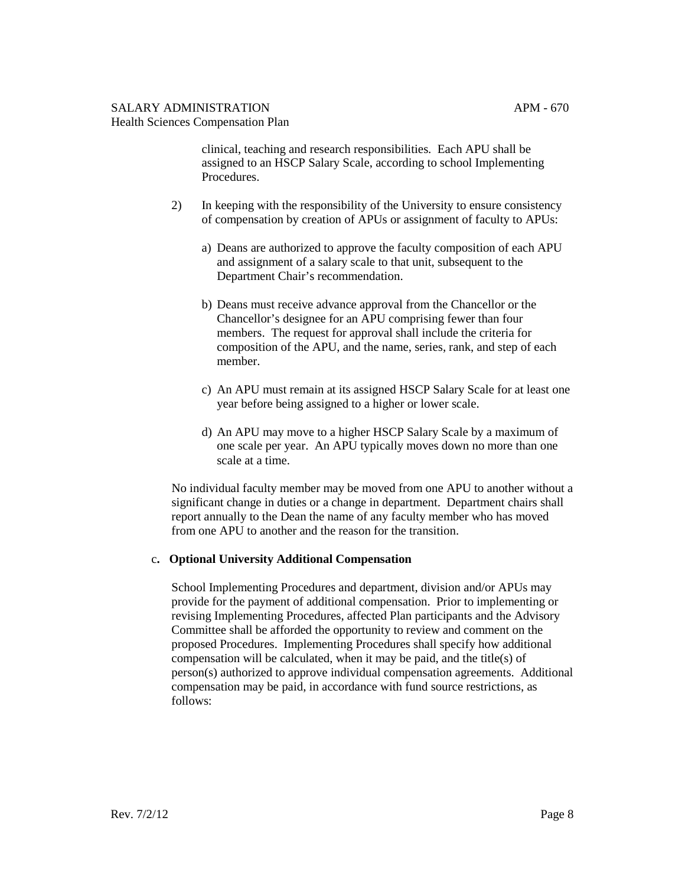clinical, teaching and research responsibilities. Each APU shall be assigned to an HSCP Salary Scale, according to school Implementing Procedures.

2) In keeping with the responsibility of the University to ensure consistency of compensation by creation of APUs or assignment of faculty to APUs:

   a) Deans are authorized to approve the faculty composition of each APU and assignment of a salary scale to that unit, subsequent to the Department Chair's recommendation.

   b) Deans must receive advance approval from the Chancellor or the Chancellor's designee for an APU comprising fewer than four members. The request for approval shall include the criteria for composition of the APU, and the name, series, rank, and step of each member.

   c) An APU must remain at its assigned HSCP Salary Scale for at least one year before being assigned to a higher or lower scale.

   d) An APU may move to a higher HSCP Salary Scale by a maximum of one scale per year. An APU typically moves down no more than one scale at a time.

No individual faculty member may be moved from one APU to another without a significant change in duties or a change in department. Department chairs shall report annually to the Dean the name of any faculty member who has moved from one APU to another and the reason for the transition.

### c. Optional University Additional Compensation

School Implementing Procedures and department, division and/or APUs may provide for the payment of additional compensation. Prior to implementing or revising Implementing Procedures, affected Plan participants and the Advisory Committee shall be afforded the opportunity to review and comment on the proposed Procedures. Implementing Procedures shall specify how additional compensation will be calculated, when it may be paid, and the title(s) of person(s) authorized to approve individual compensation agreements. Additional compensation may be paid, in accordance with fund source restrictions, as follows: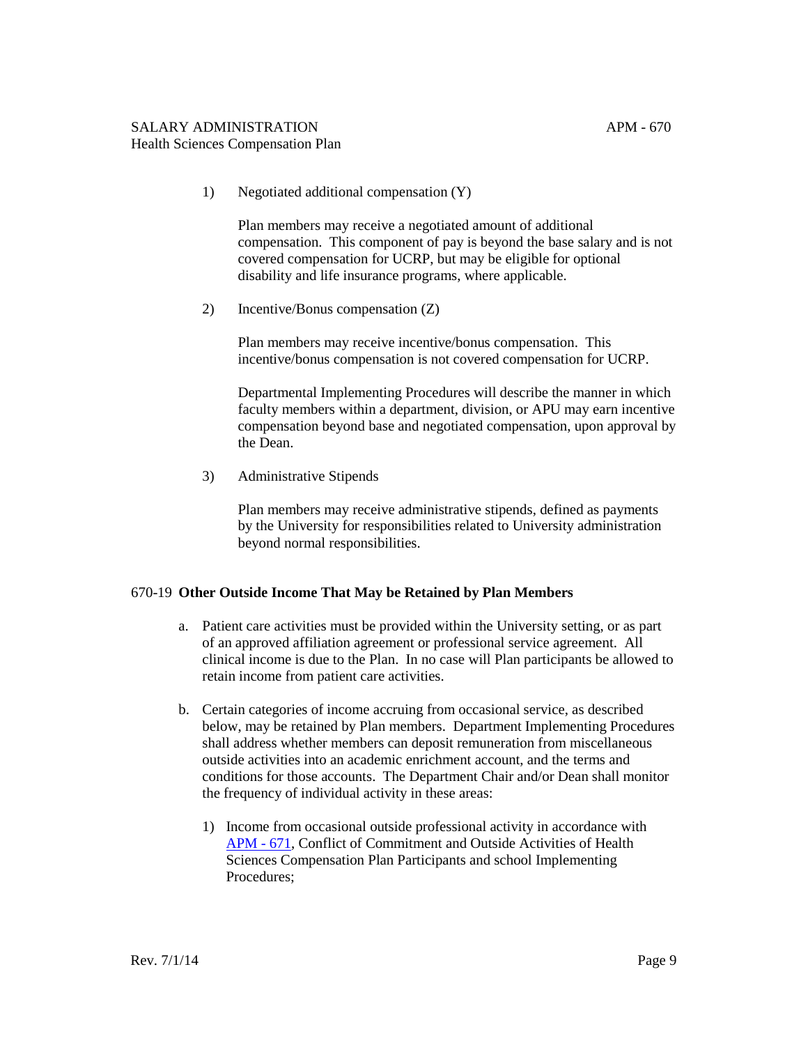1) Negotiated additional compensation (Y)

   Plan members may receive a negotiated amount of additional compensation. This component of pay is beyond the base salary and is not covered compensation for UCRP, but may be eligible for optional disability and life insurance programs, where applicable.

2) Incentive/Bonus compensation (Z)

   Plan members may receive incentive/bonus compensation. This incentive/bonus compensation is not covered compensation for UCRP.

   Departmental Implementing Procedures will describe the manner in which faculty members within a department, division, or APU may earn incentive compensation beyond base and negotiated compensation, upon approval by the Dean.

3) Administrative Stipends

   Plan members may receive administrative stipends, defined as payments by the University for responsibilities related to University administration beyond normal responsibilities.

## 670-19 **Other Outside Income That May be Retained by Plan Members**

a. Patient care activities must be provided within the University setting, or as part of an approved affiliation agreement or professional service agreement. All clinical income is due to the Plan. In no case will Plan participants be allowed to retain income from patient care activities.

b. Certain categories of income accruing from occasional service, as described below, may be retained by Plan members. Department Implementing Procedures shall address whether members can deposit remuneration from miscellaneous outside activities into an academic enrichment account, and the terms and conditions for those accounts. The Department Chair and/or Dean shall monitor the frequency of individual activity in these areas:

   1) Income from occasional outside professional activity in accordance with APM - 671, Conflict of Commitment and Outside Activities of Health Sciences Compensation Plan Participants and school Implementing Procedures;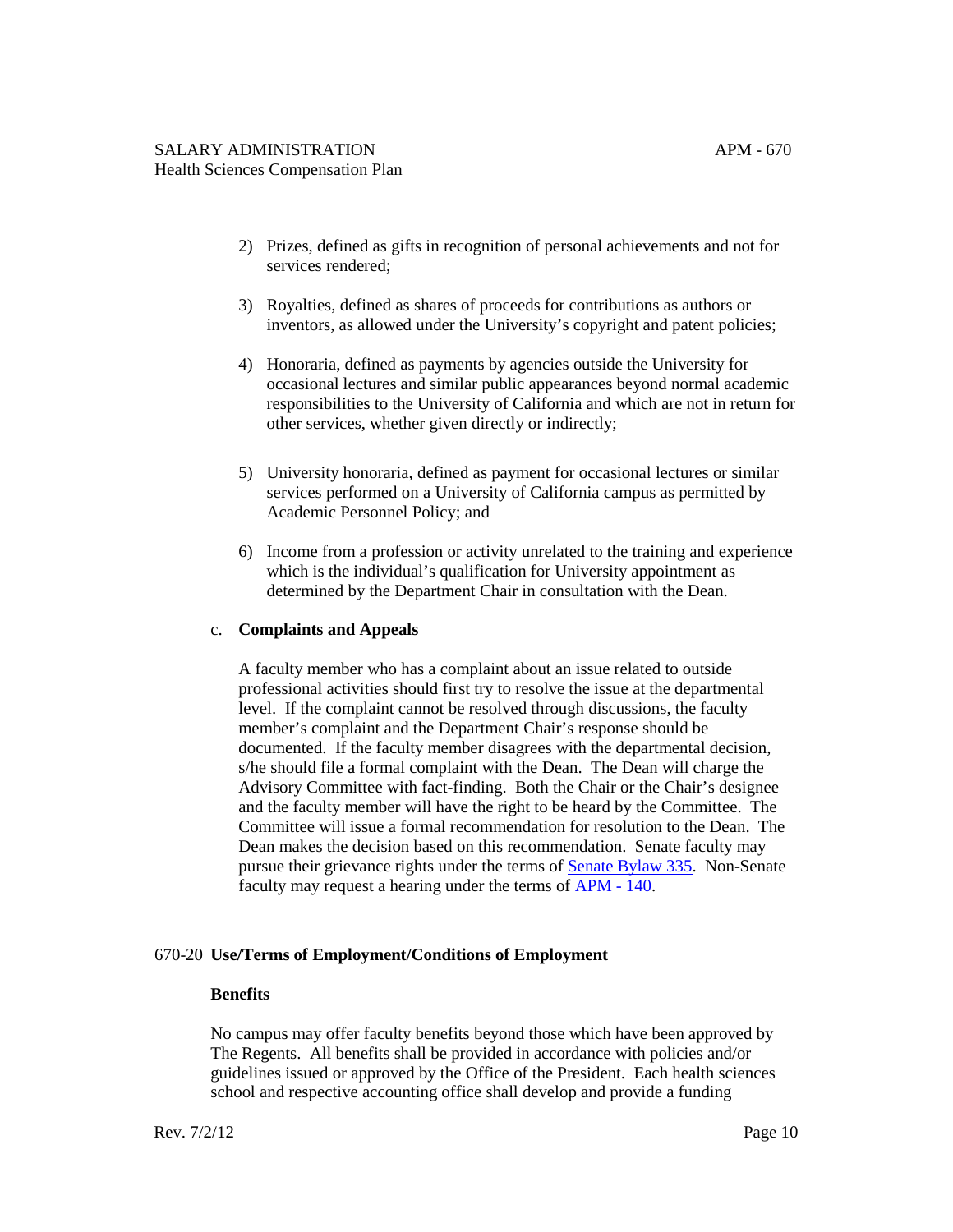2) Prizes, defined as gifts in recognition of personal achievements and not for services rendered;

3) Royalties, defined as shares of proceeds for contributions as authors or inventors, as allowed under the University's copyright and patent policies;

4) Honoraria, defined as payments by agencies outside the University for occasional lectures and similar public appearances beyond normal academic responsibilities to the University of California and which are not in return for other services, whether given directly or indirectly;

5) University honoraria, defined as payment for occasional lectures or similar services performed on a University of California campus as permitted by Academic Personnel Policy; and

6) Income from a profession or activity unrelated to the training and experience which is the individual's qualification for University appointment as determined by the Department Chair in consultation with the Dean.

c. **Complaints and Appeals**

A faculty member who has a complaint about an issue related to outside professional activities should first try to resolve the issue at the departmental level. If the complaint cannot be resolved through discussions, the faculty member's complaint and the Department Chair's response should be documented. If the faculty member disagrees with the departmental decision, s/he should file a formal complaint with the Dean. The Dean will charge the Advisory Committee with fact-finding. Both the Chair or the Chair's designee and the faculty member will have the right to be heard by the Committee. The Committee will issue a formal recommendation for resolution to the Dean. The Dean makes the decision based on this recommendation. Senate faculty may pursue their grievance rights under the terms of Senate Bylaw 335. Non-Senate faculty may request a hearing under the terms of APM - 140.

## 670-20 Use/Terms of Employment/Conditions of Employment

### Benefits

No campus may offer faculty benefits beyond those which have been approved by The Regents. All benefits shall be provided in accordance with policies and/or guidelines issued or approved by the Office of the President. Each health sciences school and respective accounting office shall develop and provide a funding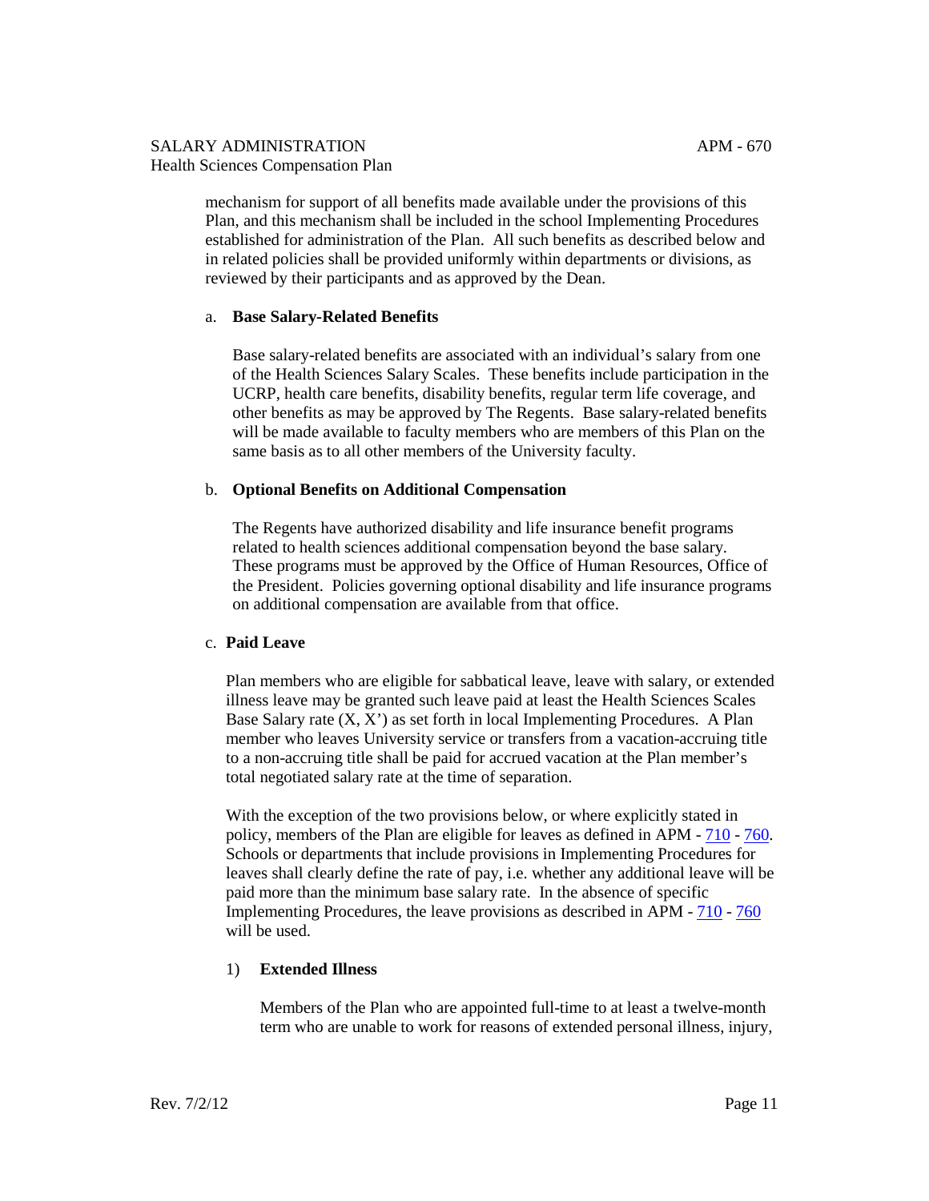mechanism for support of all benefits made available under the provisions of this Plan, and this mechanism shall be included in the school Implementing Procedures established for administration of the Plan. All such benefits as described below and in related policies shall be provided uniformly within departments or divisions, as reviewed by their participants and as approved by the Dean.

a. **Base Salary-Related Benefits**

Base salary-related benefits are associated with an individual's salary from one of the Health Sciences Salary Scales. These benefits include participation in the UCRP, health care benefits, disability benefits, regular term life coverage, and other benefits as may be approved by The Regents. Base salary-related benefits will be made available to faculty members who are members of this Plan on the same basis as to all other members of the University faculty.

b. **Optional Benefits on Additional Compensation**

The Regents have authorized disability and life insurance benefit programs related to health sciences additional compensation beyond the base salary. These programs must be approved by the Office of Human Resources, Office of the President. Policies governing optional disability and life insurance programs on additional compensation are available from that office.

c. **Paid Leave**

Plan members who are eligible for sabbatical leave, leave with salary, or extended illness leave may be granted such leave paid at least the Health Sciences Scales Base Salary rate (X, X') as set forth in local Implementing Procedures. A Plan member who leaves University service or transfers from a vacation-accruing title to a non-accruing title shall be paid for accrued vacation at the Plan member's total negotiated salary rate at the time of separation.

With the exception of the two provisions below, or where explicitly stated in policy, members of the Plan are eligible for leaves as defined in APM - 710 - 760. Schools or departments that include provisions in Implementing Procedures for leaves shall clearly define the rate of pay, i.e. whether any additional leave will be paid more than the minimum base salary rate. In the absence of specific Implementing Procedures, the leave provisions as described in APM - 710 - 760 will be used.

1) **Extended Illness**

Members of the Plan who are appointed full-time to at least a twelve-month term who are unable to work for reasons of extended personal illness, injury,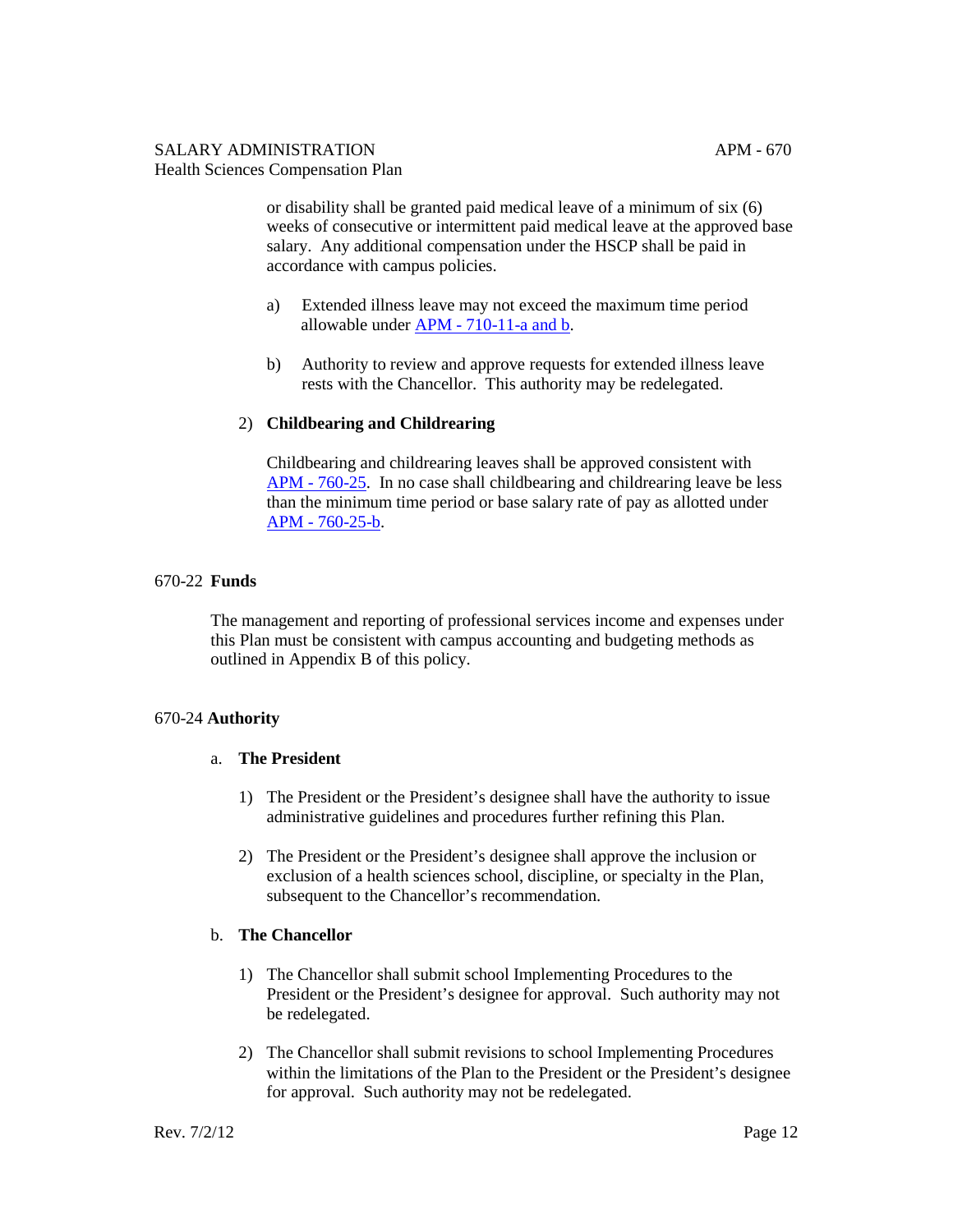or disability shall be granted paid medical leave of a minimum of six (6) weeks of consecutive or intermittent paid medical leave at the approved base salary. Any additional compensation under the HSCP shall be paid in accordance with campus policies.

a) Extended illness leave may not exceed the maximum time period allowable under APM - 710-11-a and b.

b) Authority to review and approve requests for extended illness leave rests with the Chancellor. This authority may be redelegated.

2) **Childbearing and Childrearing**

Childbearing and childrearing leaves shall be approved consistent with APM - 760-25. In no case shall childbearing and childrearing leave be less than the minimum time period or base salary rate of pay as allotted under APM - 760-25-b.

## 670-22 **Funds**

The management and reporting of professional services income and expenses under this Plan must be consistent with campus accounting and budgeting methods as outlined in Appendix B of this policy.

## 670-24 **Authority**

a. **The President**

1) The President or the President's designee shall have the authority to issue administrative guidelines and procedures further refining this Plan.

2) The President or the President's designee shall approve the inclusion or exclusion of a health sciences school, discipline, or specialty in the Plan, subsequent to the Chancellor's recommendation.

b. **The Chancellor**

1) The Chancellor shall submit school Implementing Procedures to the President or the President's designee for approval. Such authority may not be redelegated.

2) The Chancellor shall submit revisions to school Implementing Procedures within the limitations of the Plan to the President or the President's designee for approval. Such authority may not be redelegated.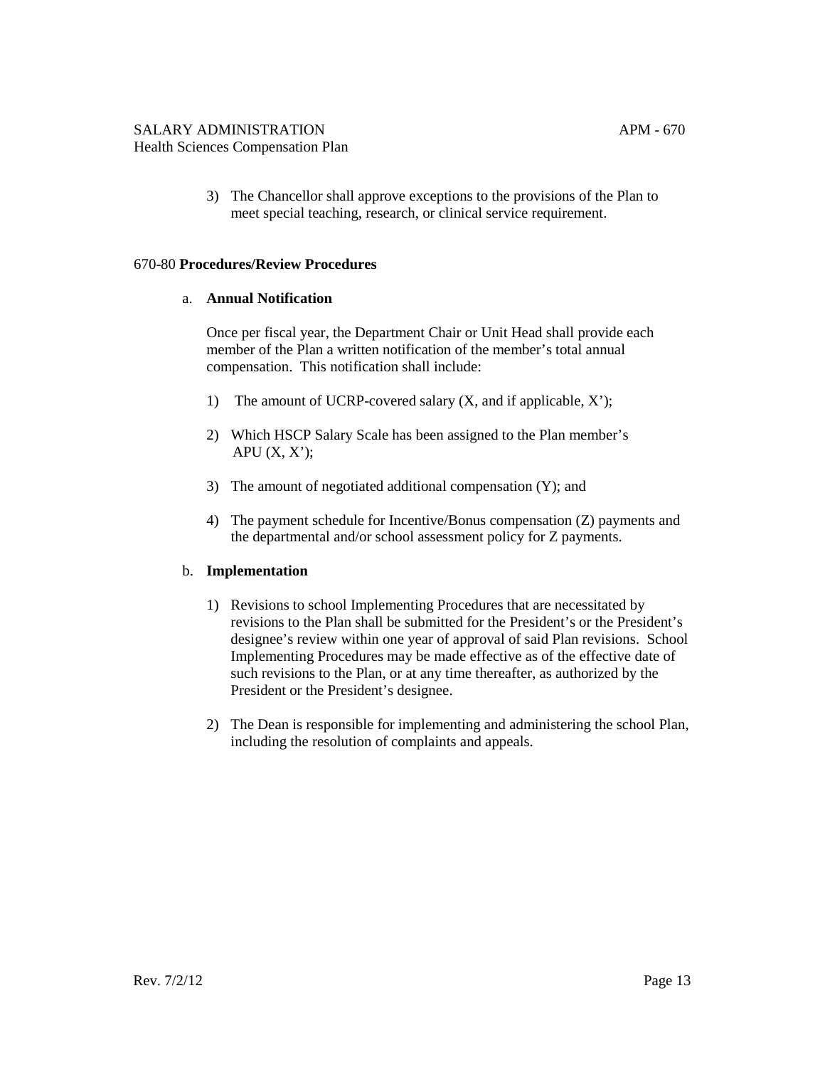3) The Chancellor shall approve exceptions to the provisions of the Plan to meet special teaching, research, or clinical service requirement.

## 670-80 **Procedures/Review Procedures**

a. **Annual Notification**

Once per fiscal year, the Department Chair or Unit Head shall provide each member of the Plan a written notification of the member's total annual compensation. This notification shall include:

1) The amount of UCRP-covered salary (X, and if applicable, X');

2) Which HSCP Salary Scale has been assigned to the Plan member's APU (X, X');

3) The amount of negotiated additional compensation (Y); and

4) The payment schedule for Incentive/Bonus compensation (Z) payments and the departmental and/or school assessment policy for Z payments.

b. **Implementation**

1) Revisions to school Implementing Procedures that are necessitated by revisions to the Plan shall be submitted for the President's or the President's designee's review within one year of approval of said Plan revisions. School Implementing Procedures may be made effective as of the effective date of such revisions to the Plan, or at any time thereafter, as authorized by the President or the President's designee.

2) The Dean is responsible for implementing and administering the school Plan, including the resolution of complaints and appeals.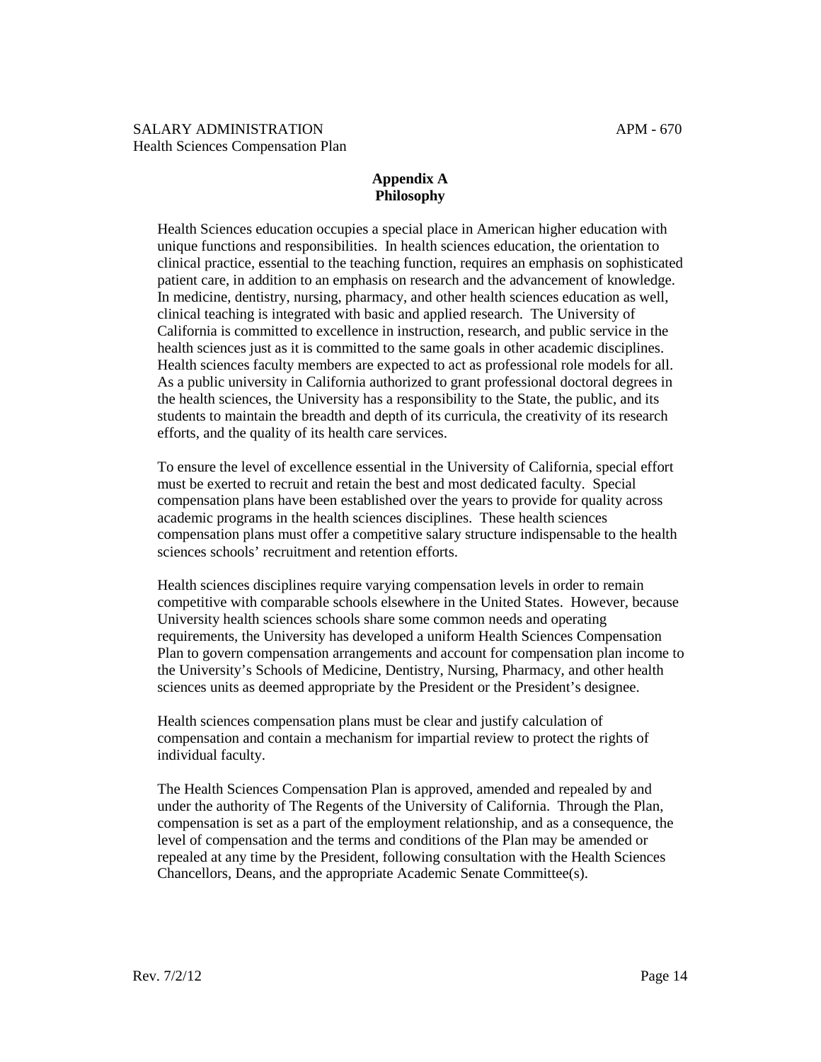## Appendix A
## Philosophy

Health Sciences education occupies a special place in American higher education with unique functions and responsibilities. In health sciences education, the orientation to clinical practice, essential to the teaching function, requires an emphasis on sophisticated patient care, in addition to an emphasis on research and the advancement of knowledge. In medicine, dentistry, nursing, pharmacy, and other health sciences education as well, clinical teaching is integrated with basic and applied research. The University of California is committed to excellence in instruction, research, and public service in the health sciences just as it is committed to the same goals in other academic disciplines. Health sciences faculty members are expected to act as professional role models for all. As a public university in California authorized to grant professional doctoral degrees in the health sciences, the University has a responsibility to the State, the public, and its students to maintain the breadth and depth of its curricula, the creativity of its research efforts, and the quality of its health care services.

To ensure the level of excellence essential in the University of California, special effort must be exerted to recruit and retain the best and most dedicated faculty. Special compensation plans have been established over the years to provide for quality across academic programs in the health sciences disciplines. These health sciences compensation plans must offer a competitive salary structure indispensable to the health sciences schools' recruitment and retention efforts.

Health sciences disciplines require varying compensation levels in order to remain competitive with comparable schools elsewhere in the United States. However, because University health sciences schools share some common needs and operating requirements, the University has developed a uniform Health Sciences Compensation Plan to govern compensation arrangements and account for compensation plan income to the University's Schools of Medicine, Dentistry, Nursing, Pharmacy, and other health sciences units as deemed appropriate by the President or the President's designee.

Health sciences compensation plans must be clear and justify calculation of compensation and contain a mechanism for impartial review to protect the rights of individual faculty.

The Health Sciences Compensation Plan is approved, amended and repealed by and under the authority of The Regents of the University of California. Through the Plan, compensation is set as a part of the employment relationship, and as a consequence, the level of compensation and the terms and conditions of the Plan may be amended or repealed at any time by the President, following consultation with the Health Sciences Chancellors, Deans, and the appropriate Academic Senate Committee(s).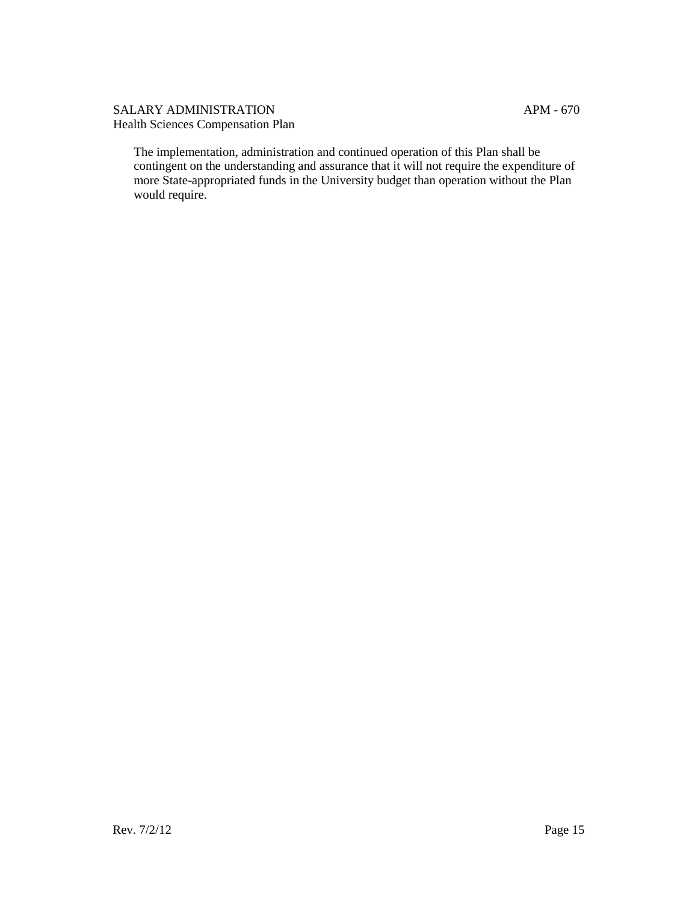The implementation, administration and continued operation of this Plan shall be contingent on the understanding and assurance that it will not require the expenditure of more State-appropriated funds in the University budget than operation without the Plan would require.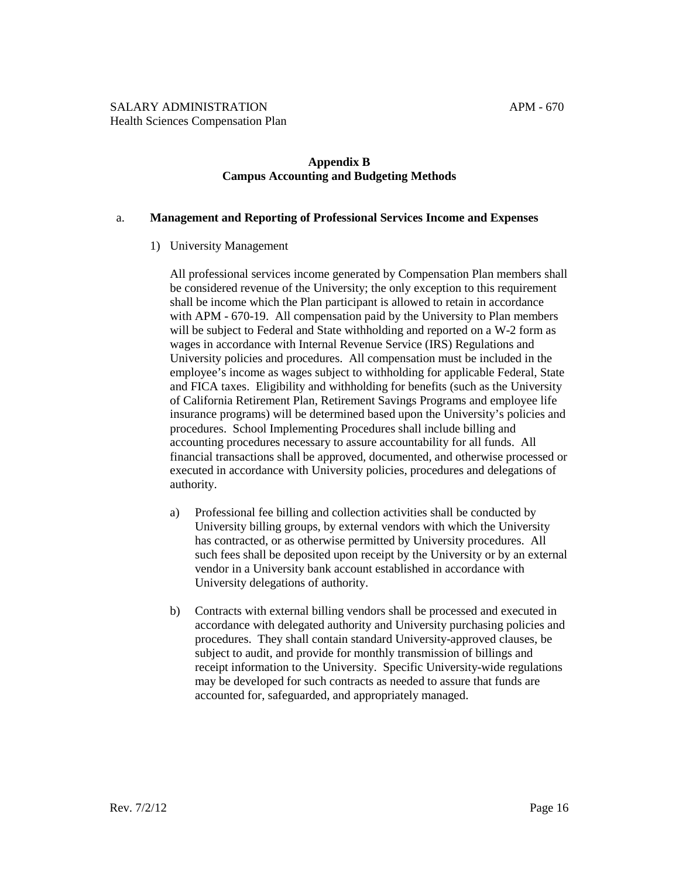## Appendix B
## Campus Accounting and Budgeting Methods

a. **Management and Reporting of Professional Services Income and Expenses**

1) University Management

All professional services income generated by Compensation Plan members shall be considered revenue of the University; the only exception to this requirement shall be income which the Plan participant is allowed to retain in accordance with APM - 670-19. All compensation paid by the University to Plan members will be subject to Federal and State withholding and reported on a W-2 form as wages in accordance with Internal Revenue Service (IRS) Regulations and University policies and procedures. All compensation must be included in the employee's income as wages subject to withholding for applicable Federal, State and FICA taxes. Eligibility and withholding for benefits (such as the University of California Retirement Plan, Retirement Savings Programs and employee life insurance programs) will be determined based upon the University's policies and procedures. School Implementing Procedures shall include billing and accounting procedures necessary to assure accountability for all funds. All financial transactions shall be approved, documented, and otherwise processed or executed in accordance with University policies, procedures and delegations of authority.

a) Professional fee billing and collection activities shall be conducted by University billing groups, by external vendors with which the University has contracted, or as otherwise permitted by University procedures. All such fees shall be deposited upon receipt by the University or by an external vendor in a University bank account established in accordance with University delegations of authority.

b) Contracts with external billing vendors shall be processed and executed in accordance with delegated authority and University purchasing policies and procedures. They shall contain standard University-approved clauses, be subject to audit, and provide for monthly transmission of billings and receipt information to the University. Specific University-wide regulations may be developed for such contracts as needed to assure that funds are accounted for, safeguarded, and appropriately managed.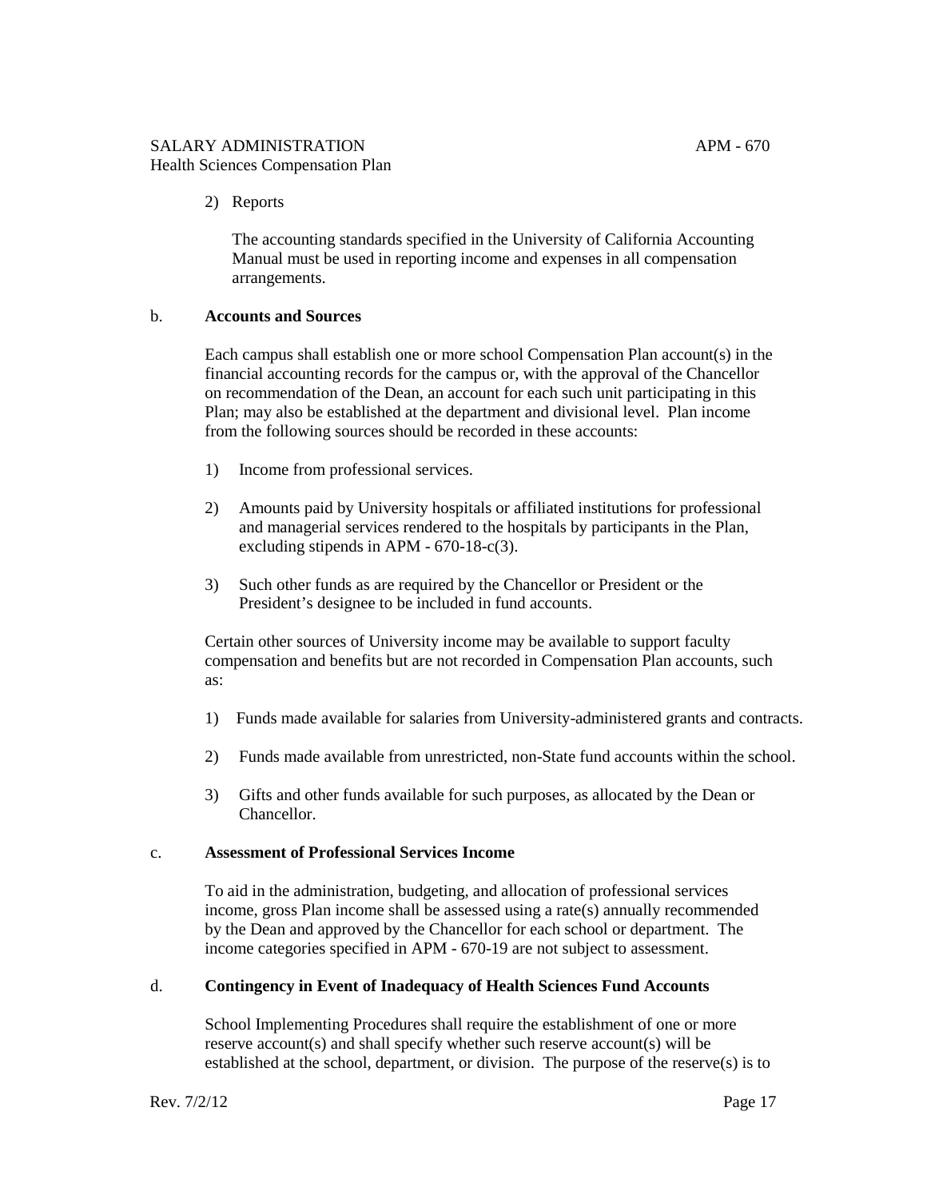2) Reports

The accounting standards specified in the University of California Accounting Manual must be used in reporting income and expenses in all compensation arrangements.

b. **Accounts and Sources**

Each campus shall establish one or more school Compensation Plan account(s) in the financial accounting records for the campus or, with the approval of the Chancellor on recommendation of the Dean, an account for each such unit participating in this Plan; may also be established at the department and divisional level. Plan income from the following sources should be recorded in these accounts:

1) Income from professional services.

2) Amounts paid by University hospitals or affiliated institutions for professional and managerial services rendered to the hospitals by participants in the Plan, excluding stipends in APM - 670-18-c(3).

3) Such other funds as are required by the Chancellor or President or the President's designee to be included in fund accounts.

Certain other sources of University income may be available to support faculty compensation and benefits but are not recorded in Compensation Plan accounts, such as:

1) Funds made available for salaries from University-administered grants and contracts.

2) Funds made available from unrestricted, non-State fund accounts within the school.

3) Gifts and other funds available for such purposes, as allocated by the Dean or Chancellor.

c. **Assessment of Professional Services Income**

To aid in the administration, budgeting, and allocation of professional services income, gross Plan income shall be assessed using a rate(s) annually recommended by the Dean and approved by the Chancellor for each school or department. The income categories specified in APM - 670-19 are not subject to assessment.

d. **Contingency in Event of Inadequacy of Health Sciences Fund Accounts**

School Implementing Procedures shall require the establishment of one or more reserve account(s) and shall specify whether such reserve account(s) will be established at the school, department, or division. The purpose of the reserve(s) is to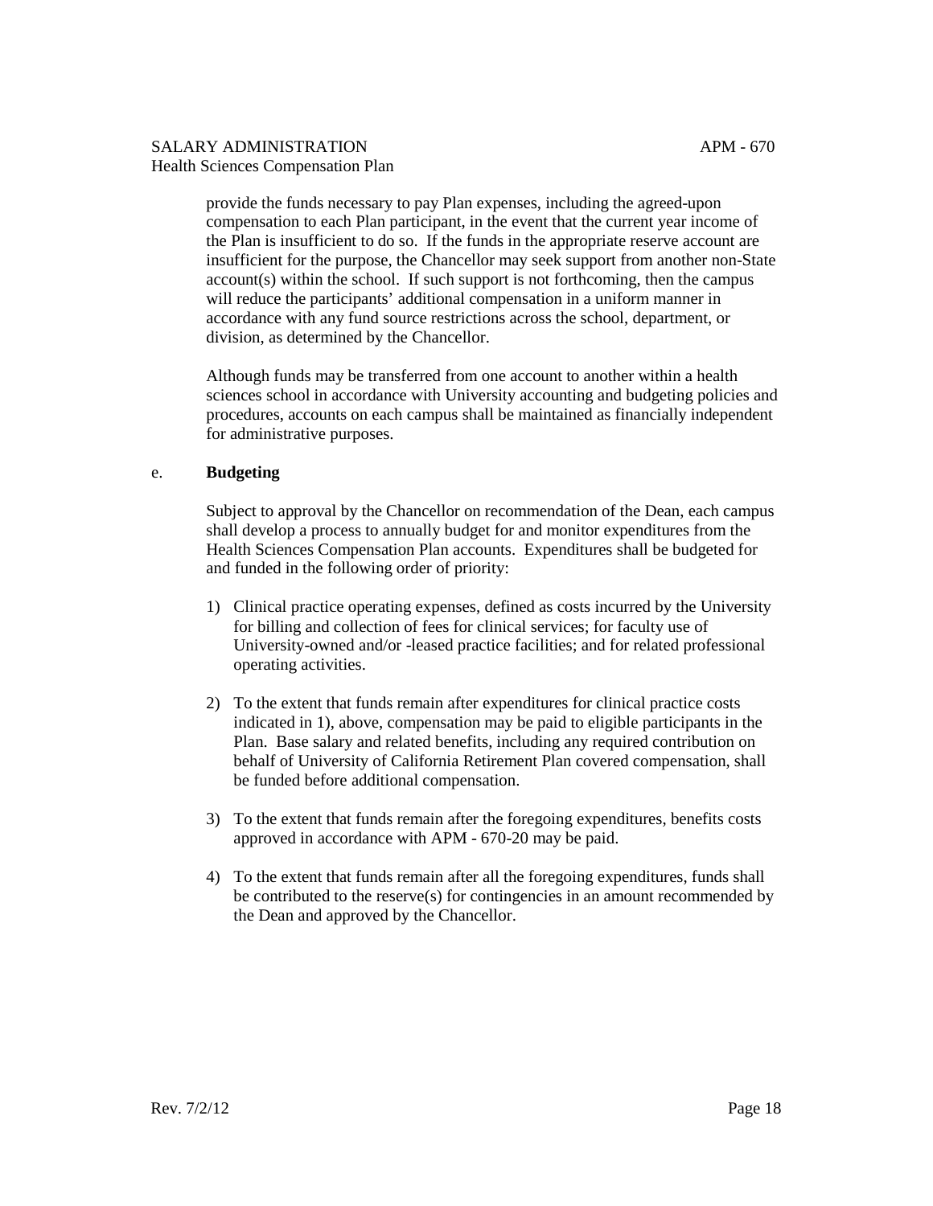provide the funds necessary to pay Plan expenses, including the agreed-upon compensation to each Plan participant, in the event that the current year income of the Plan is insufficient to do so. If the funds in the appropriate reserve account are insufficient for the purpose, the Chancellor may seek support from another non-State account(s) within the school. If such support is not forthcoming, then the campus will reduce the participants' additional compensation in a uniform manner in accordance with any fund source restrictions across the school, department, or division, as determined by the Chancellor.

Although funds may be transferred from one account to another within a health sciences school in accordance with University accounting and budgeting policies and procedures, accounts on each campus shall be maintained as financially independent for administrative purposes.

e. **Budgeting**

Subject to approval by the Chancellor on recommendation of the Dean, each campus shall develop a process to annually budget for and monitor expenditures from the Health Sciences Compensation Plan accounts. Expenditures shall be budgeted for and funded in the following order of priority:

1) Clinical practice operating expenses, defined as costs incurred by the University for billing and collection of fees for clinical services; for faculty use of University-owned and/or -leased practice facilities; and for related professional operating activities.

2) To the extent that funds remain after expenditures for clinical practice costs indicated in 1), above, compensation may be paid to eligible participants in the Plan. Base salary and related benefits, including any required contribution on behalf of University of California Retirement Plan covered compensation, shall be funded before additional compensation.

3) To the extent that funds remain after the foregoing expenditures, benefits costs approved in accordance with APM - 670-20 may be paid.

4) To the extent that funds remain after all the foregoing expenditures, funds shall be contributed to the reserve(s) for contingencies in an amount recommended by the Dean and approved by the Chancellor.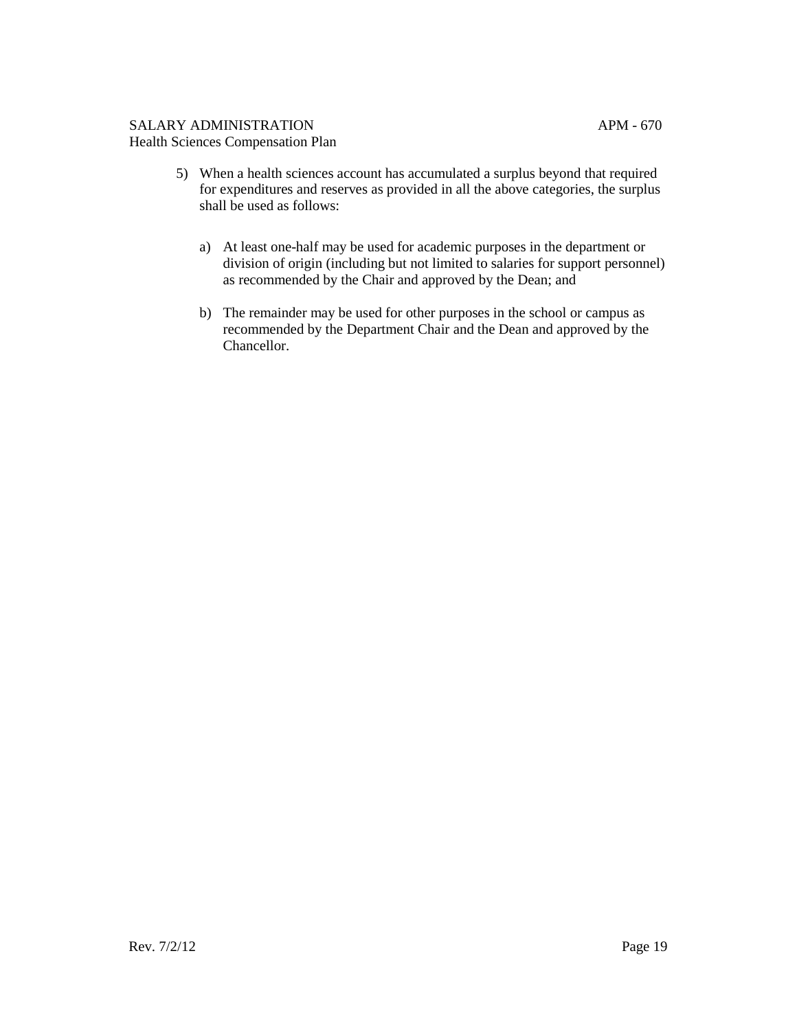5) When a health sciences account has accumulated a surplus beyond that required for expenditures and reserves as provided in all the above categories, the surplus shall be used as follows:

   a) At least one-half may be used for academic purposes in the department or division of origin (including but not limited to salaries for support personnel) as recommended by the Chair and approved by the Dean; and

   b) The remainder may be used for other purposes in the school or campus as recommended by the Department Chair and the Dean and approved by the Chancellor.